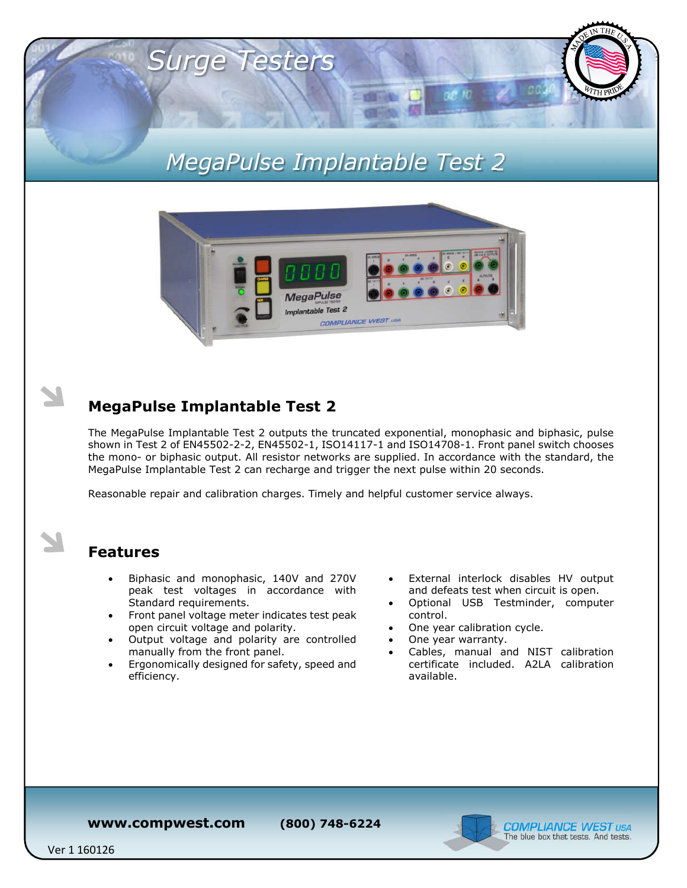# Surge Testers

## MegaPulse Implantable Test 2

## MegaPulse Implantable Test 2

The MegaPulse Implantable Test 2 outputs the truncated exponential, monophasic and biphasic, pulse shown in Test 2 of EN45502-2-2, EN45502-1, ISO14117-1 and ISO14708-1. Front panel switch chooses the mono- or biphasic output. All resistor networks are supplied. In accordance with the standard, the MegaPulse Implantable Test 2 can recharge and trigger the next pulse within 20 seconds.

Reasonable repair and calibration charges. Timely and helpful customer service always.

## Features

- Biphasic and monophasic, 140V and 270V peak test voltages in accordance with Standard requirements.
- Front panel voltage meter indicates test peak open circuit voltage and polarity.
- Output voltage and polarity are controlled manually from the front panel.
- Ergonomically designed for safety, speed and efficiency.
- External interlock disables HV output and defeats test when circuit is open.
- Optional USB Testminder, computer control.
- One year calibration cycle.
- One year warranty.
- Cables, manual and NIST calibration certificate included. A2LA calibration available.

**www.compwest.com** **(800) 748-6224**

COMPLIANCE WEST USA — The blue box that tests. And tests.

Ver 1 160126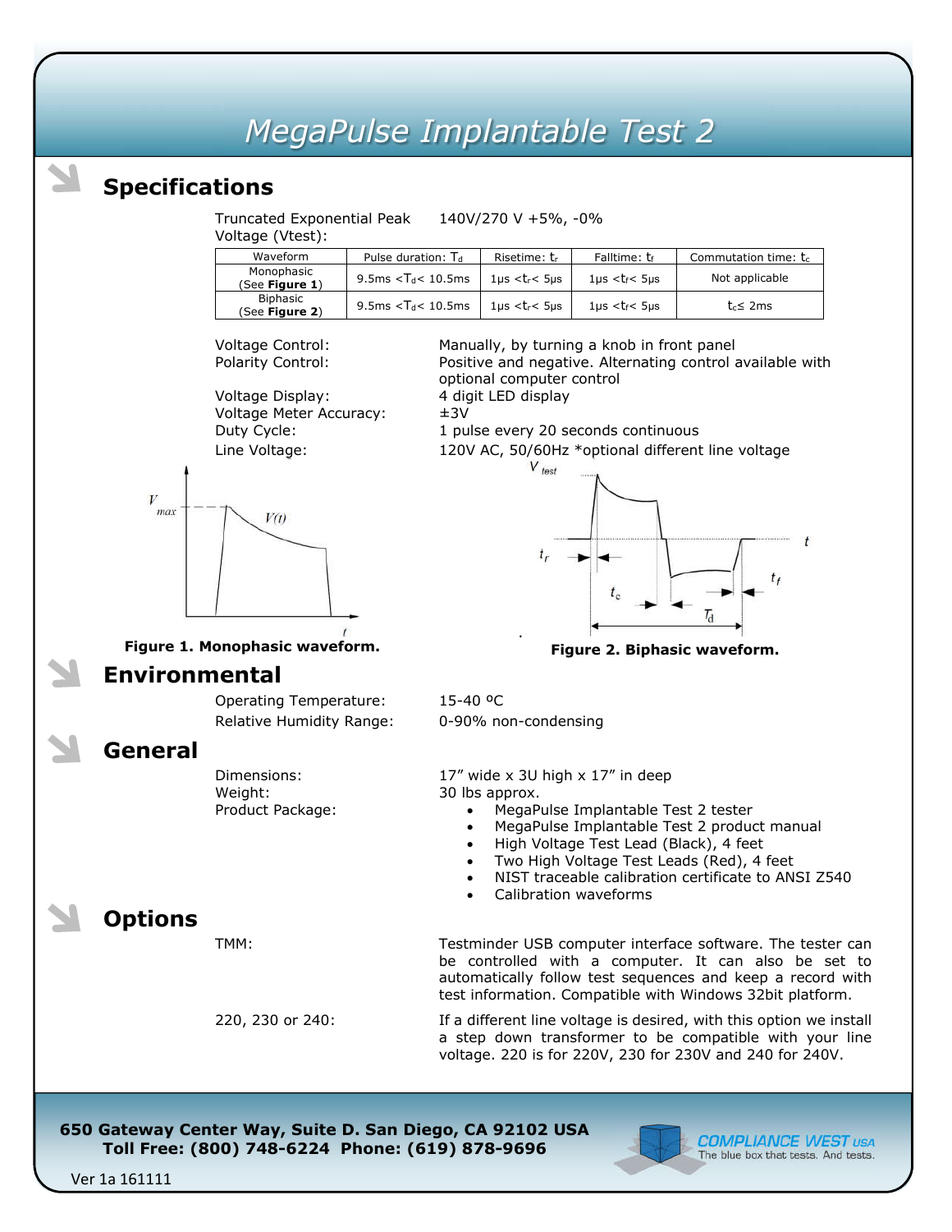// MegaPulse Implantable Test 2

## Specifications

Truncated Exponential Peak Voltage (Vtest): 140V/270 V +5%, -0%

| Waveform | Pulse duration: $T_d$ | Risetime: $t_r$ | Falltime: $t_f$ | Commutation time: $t_c$ |
|---|---|---|---|---|
| Monophasic (See **Figure 1**) | 9.5ms < $T_d$ < 10.5ms | 1µs < $t_r$ < 5µs | 1µs < $t_f$ < 5µs | Not applicable |
| Biphasic (See **Figure 2**) | 9.5ms < $T_d$ < 10.5ms | 1µs < $t_r$ < 5µs | 1µs < $t_f$ < 5µs | $t_c \leq$ 2ms |

Voltage Control: Manually, by turning a knob in front panel
Polarity Control: Positive and negative. Alternating control available with optional computer control
Voltage Display: 4 digit LED display
Voltage Meter Accuracy: ±3V
Duty Cycle: 1 pulse every 20 seconds continuous
Line Voltage: 120V AC, 50/60Hz *optional different line voltage

$V_{max}$
$V(t)$
$t$

**Figure 1. Monophasic waveform.**

$V_{test}$
$t$
$t_r$
$t_c$
$t_f$
$T_d$

**Figure 2. Biphasic waveform.**

## Environmental

Operating Temperature: 15-40 ºC
Relative Humidity Range: 0-90% non-condensing

## General

Dimensions: 17" wide x 3U high x 17" in deep
Weight: 30 lbs approx.
Product Package:

- MegaPulse Implantable Test 2 tester
- MegaPulse Implantable Test 2 product manual
- High Voltage Test Lead (Black), 4 feet
- Two High Voltage Test Leads (Red), 4 feet
- NIST traceable calibration certificate to ANSI Z540
- Calibration waveforms

## Options

TMM: Testminder USB computer interface software. The tester can be controlled with a computer. It can also be set to automatically follow test sequences and keep a record with test information. Compatible with Windows 32bit platform.

220, 230 or 240: If a different line voltage is desired, with this option we install a step down transformer to be compatible with your line voltage. 220 is for 220V, 230 for 230V and 240 for 240V.

**650 Gateway Center Way, Suite D. San Diego, CA 92102 USA**
**Toll Free: (800) 748-6224 Phone: (619) 878-9696**

COMPLIANCE WEST USA
The blue box that tests. And tests.

Ver 1a 161111